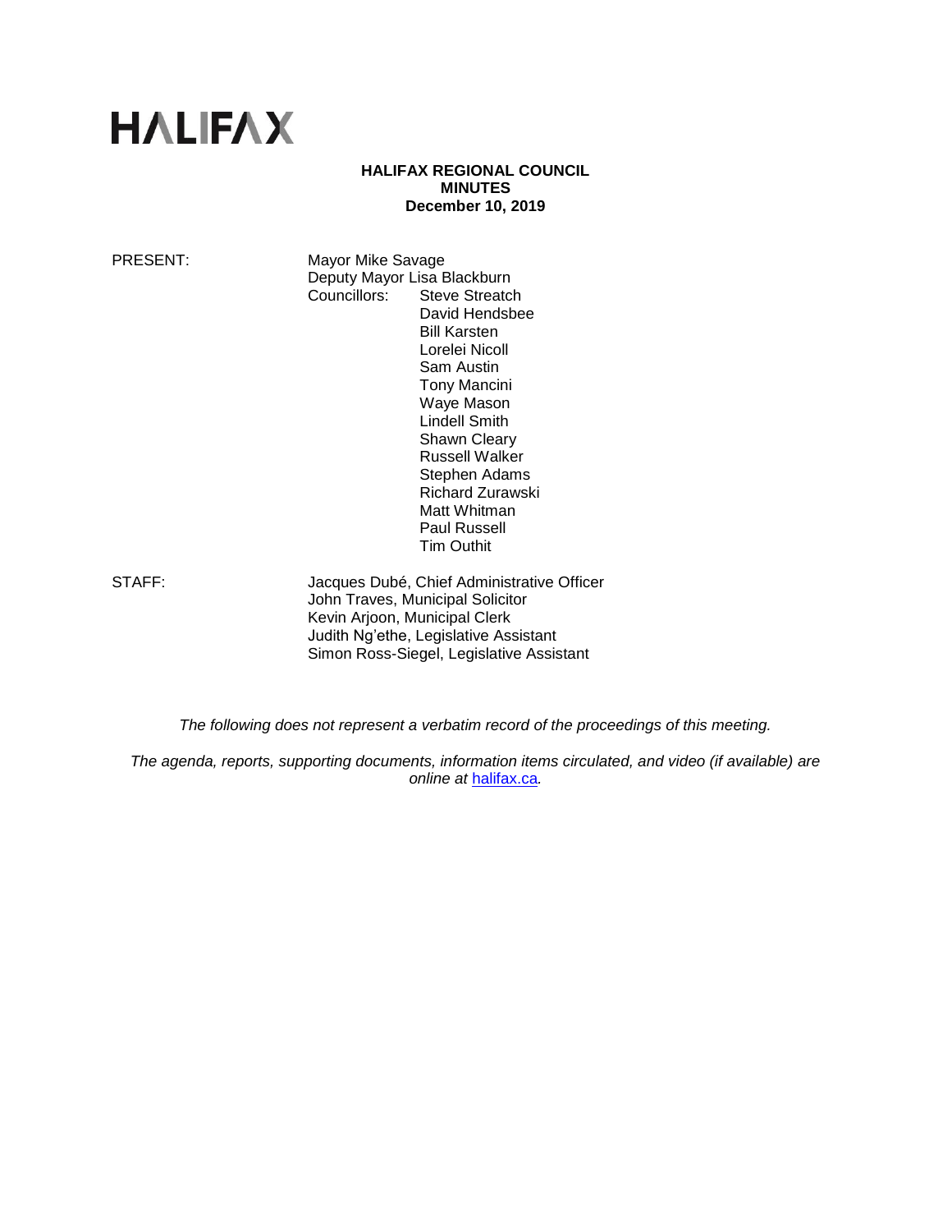# HALIFAX

**HALIFAX REGIONAL COUNCIL**
**MINUTES**
**December 10, 2019**

PRESENT: Mayor Mike Savage
Deputy Mayor Lisa Blackburn
Councillors: Steve Streatch
David Hendsbee
Bill Karsten
Lorelei Nicoll
Sam Austin
Tony Mancini
Waye Mason
Lindell Smith
Shawn Cleary
Russell Walker
Stephen Adams
Richard Zurawski
Matt Whitman
Paul Russell
Tim Outhit

STAFF: Jacques Dubé, Chief Administrative Officer
John Traves, Municipal Solicitor
Kevin Arjoon, Municipal Clerk
Judith Ng'ethe, Legislative Assistant
Simon Ross-Siegel, Legislative Assistant

*The following does not represent a verbatim record of the proceedings of this meeting.*

*The agenda, reports, supporting documents, information items circulated, and video (if available) are online at [halifax.ca](halifax.ca).*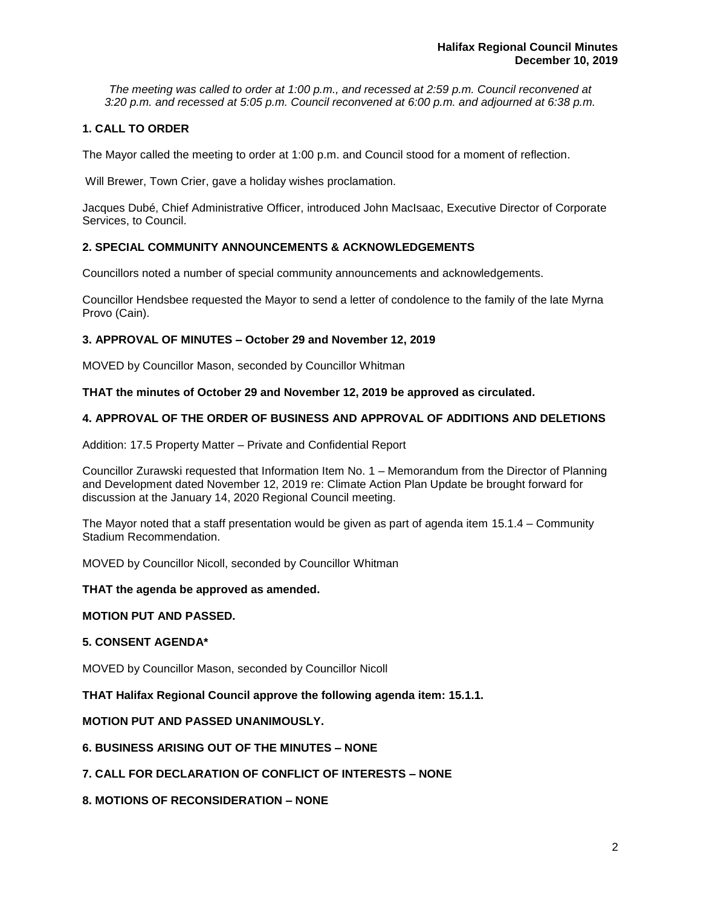*The meeting was called to order at 1:00 p.m., and recessed at 2:59 p.m. Council reconvened at 3:20 p.m. and recessed at 5:05 p.m. Council reconvened at 6:00 p.m. and adjourned at 6:38 p.m.*

## 1. CALL TO ORDER

The Mayor called the meeting to order at 1:00 p.m. and Council stood for a moment of reflection.

Will Brewer, Town Crier, gave a holiday wishes proclamation.

Jacques Dubé, Chief Administrative Officer, introduced John MacIsaac, Executive Director of Corporate Services, to Council.

## 2. SPECIAL COMMUNITY ANNOUNCEMENTS & ACKNOWLEDGEMENTS

Councillors noted a number of special community announcements and acknowledgements.

Councillor Hendsbee requested the Mayor to send a letter of condolence to the family of the late Myrna Provo (Cain).

## 3. APPROVAL OF MINUTES – October 29 and November 12, 2019

MOVED by Councillor Mason, seconded by Councillor Whitman

**THAT the minutes of October 29 and November 12, 2019 be approved as circulated.**

## 4. APPROVAL OF THE ORDER OF BUSINESS AND APPROVAL OF ADDITIONS AND DELETIONS

Addition: 17.5 Property Matter – Private and Confidential Report

Councillor Zurawski requested that Information Item No. 1 – Memorandum from the Director of Planning and Development dated November 12, 2019 re: Climate Action Plan Update be brought forward for discussion at the January 14, 2020 Regional Council meeting.

The Mayor noted that a staff presentation would be given as part of agenda item 15.1.4 – Community Stadium Recommendation.

MOVED by Councillor Nicoll, seconded by Councillor Whitman

**THAT the agenda be approved as amended.**

**MOTION PUT AND PASSED.**

## 5. CONSENT AGENDA*

MOVED by Councillor Mason, seconded by Councillor Nicoll

**THAT Halifax Regional Council approve the following agenda item: 15.1.1.**

**MOTION PUT AND PASSED UNANIMOUSLY.**

## 6. BUSINESS ARISING OUT OF THE MINUTES – NONE

## 7. CALL FOR DECLARATION OF CONFLICT OF INTERESTS – NONE

## 8. MOTIONS OF RECONSIDERATION – NONE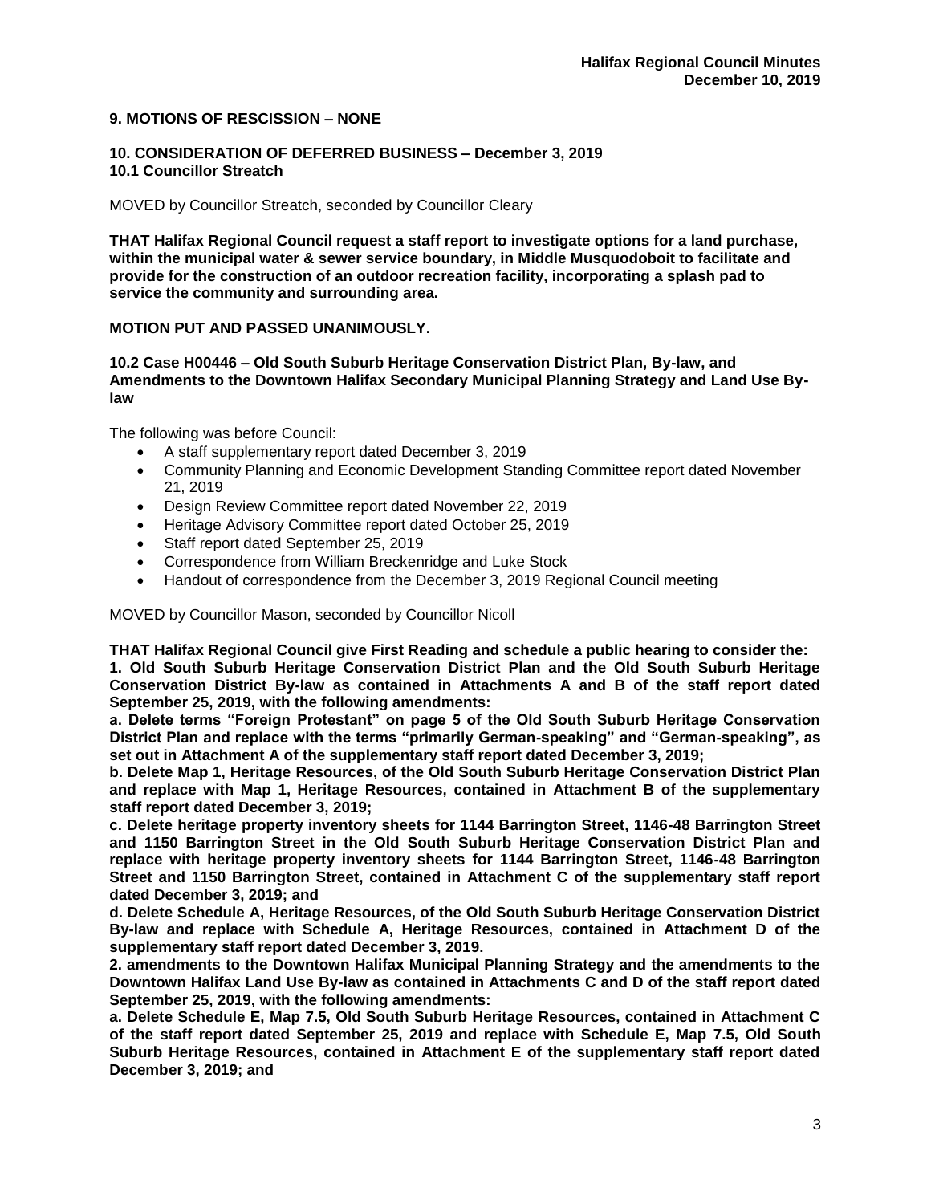## 9. MOTIONS OF RESCISSION – NONE

## 10. CONSIDERATION OF DEFERRED BUSINESS – December 3, 2019

### 10.1 Councillor Streatch

MOVED by Councillor Streatch, seconded by Councillor Cleary

**THAT Halifax Regional Council request a staff report to investigate options for a land purchase, within the municipal water & sewer service boundary, in Middle Musquodoboit to facilitate and provide for the construction of an outdoor recreation facility, incorporating a splash pad to service the community and surrounding area.**

**MOTION PUT AND PASSED UNANIMOUSLY.**

### 10.2 Case H00446 – Old South Suburb Heritage Conservation District Plan, By-law, and Amendments to the Downtown Halifax Secondary Municipal Planning Strategy and Land Use By-law

The following was before Council:

- A staff supplementary report dated December 3, 2019
- Community Planning and Economic Development Standing Committee report dated November 21, 2019
- Design Review Committee report dated November 22, 2019
- Heritage Advisory Committee report dated October 25, 2019
- Staff report dated September 25, 2019
- Correspondence from William Breckenridge and Luke Stock
- Handout of correspondence from the December 3, 2019 Regional Council meeting

MOVED by Councillor Mason, seconded by Councillor Nicoll

**THAT Halifax Regional Council give First Reading and schedule a public hearing to consider the:**

**1. Old South Suburb Heritage Conservation District Plan and the Old South Suburb Heritage Conservation District By-law as contained in Attachments A and B of the staff report dated September 25, 2019, with the following amendments:**

**a. Delete terms "Foreign Protestant" on page 5 of the Old South Suburb Heritage Conservation District Plan and replace with the terms "primarily German-speaking" and "German-speaking", as set out in Attachment A of the supplementary staff report dated December 3, 2019;**

**b. Delete Map 1, Heritage Resources, of the Old South Suburb Heritage Conservation District Plan and replace with Map 1, Heritage Resources, contained in Attachment B of the supplementary staff report dated December 3, 2019;**

**c. Delete heritage property inventory sheets for 1144 Barrington Street, 1146-48 Barrington Street and 1150 Barrington Street in the Old South Suburb Heritage Conservation District Plan and replace with heritage property inventory sheets for 1144 Barrington Street, 1146-48 Barrington Street and 1150 Barrington Street, contained in Attachment C of the supplementary staff report dated December 3, 2019; and**

**d. Delete Schedule A, Heritage Resources, of the Old South Suburb Heritage Conservation District By-law and replace with Schedule A, Heritage Resources, contained in Attachment D of the supplementary staff report dated December 3, 2019.**

**2. amendments to the Downtown Halifax Municipal Planning Strategy and the amendments to the Downtown Halifax Land Use By-law as contained in Attachments C and D of the staff report dated September 25, 2019, with the following amendments:**

**a. Delete Schedule E, Map 7.5, Old South Suburb Heritage Resources, contained in Attachment C of the staff report dated September 25, 2019 and replace with Schedule E, Map 7.5, Old South Suburb Heritage Resources, contained in Attachment E of the supplementary staff report dated December 3, 2019; and**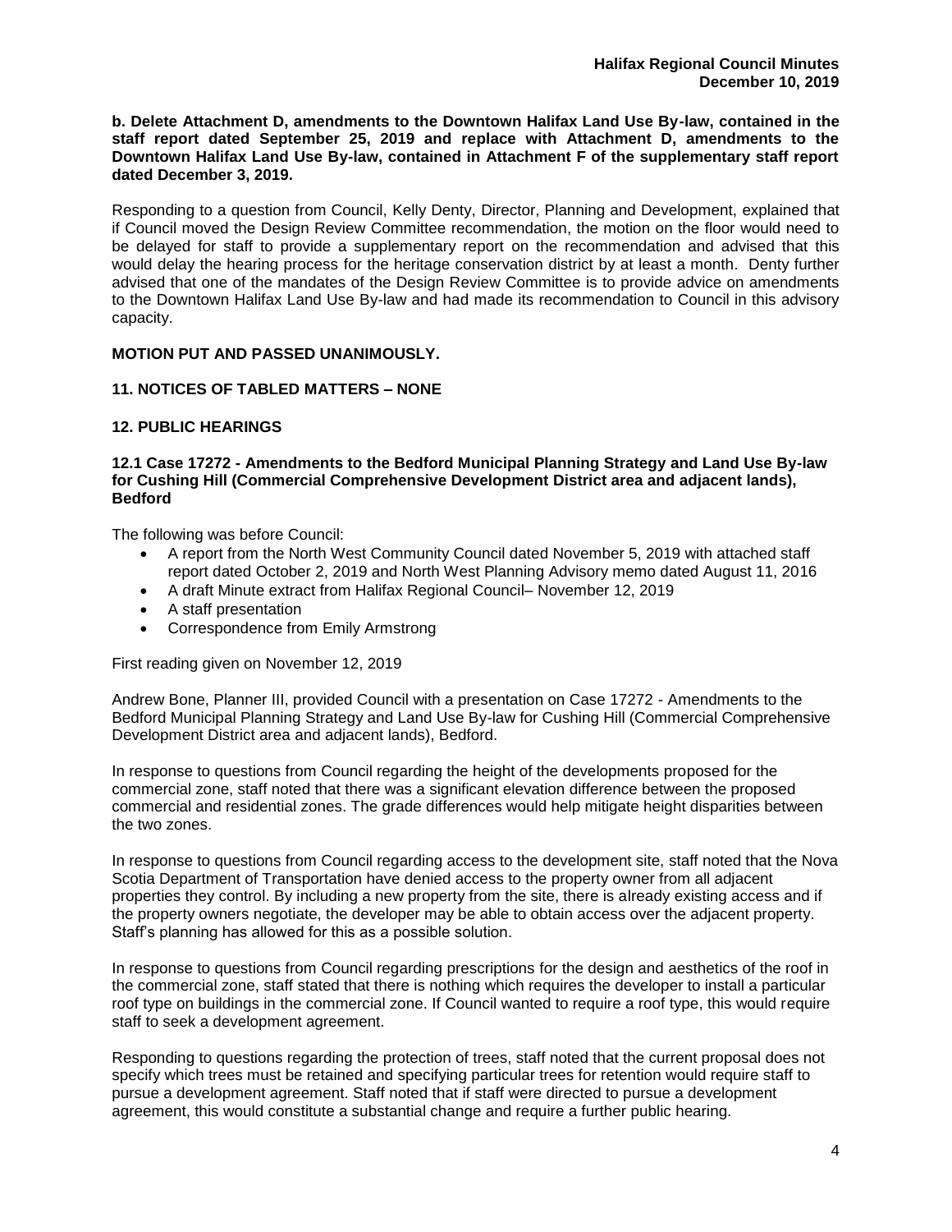**b. Delete Attachment D, amendments to the Downtown Halifax Land Use By-law, contained in the staff report dated September 25, 2019 and replace with Attachment D, amendments to the Downtown Halifax Land Use By-law, contained in Attachment F of the supplementary staff report dated December 3, 2019.**

Responding to a question from Council, Kelly Denty, Director, Planning and Development, explained that if Council moved the Design Review Committee recommendation, the motion on the floor would need to be delayed for staff to provide a supplementary report on the recommendation and advised that this would delay the hearing process for the heritage conservation district by at least a month. Denty further advised that one of the mandates of the Design Review Committee is to provide advice on amendments to the Downtown Halifax Land Use By-law and had made its recommendation to Council in this advisory capacity.

**MOTION PUT AND PASSED UNANIMOUSLY.**

## 11. NOTICES OF TABLED MATTERS – NONE

## 12. PUBLIC HEARINGS

### 12.1 Case 17272 - Amendments to the Bedford Municipal Planning Strategy and Land Use By-law for Cushing Hill (Commercial Comprehensive Development District area and adjacent lands), Bedford

The following was before Council:

- A report from the North West Community Council dated November 5, 2019 with attached staff report dated October 2, 2019 and North West Planning Advisory memo dated August 11, 2016
- A draft Minute extract from Halifax Regional Council– November 12, 2019
- A staff presentation
- Correspondence from Emily Armstrong

First reading given on November 12, 2019

Andrew Bone, Planner III, provided Council with a presentation on Case 17272 - Amendments to the Bedford Municipal Planning Strategy and Land Use By-law for Cushing Hill (Commercial Comprehensive Development District area and adjacent lands), Bedford.

In response to questions from Council regarding the height of the developments proposed for the commercial zone, staff noted that there was a significant elevation difference between the proposed commercial and residential zones. The grade differences would help mitigate height disparities between the two zones.

In response to questions from Council regarding access to the development site, staff noted that the Nova Scotia Department of Transportation have denied access to the property owner from all adjacent properties they control. By including a new property from the site, there is already existing access and if the property owners negotiate, the developer may be able to obtain access over the adjacent property. Staff's planning has allowed for this as a possible solution.

In response to questions from Council regarding prescriptions for the design and aesthetics of the roof in the commercial zone, staff stated that there is nothing which requires the developer to install a particular roof type on buildings in the commercial zone. If Council wanted to require a roof type, this would require staff to seek a development agreement.

Responding to questions regarding the protection of trees, staff noted that the current proposal does not specify which trees must be retained and specifying particular trees for retention would require staff to pursue a development agreement. Staff noted that if staff were directed to pursue a development agreement, this would constitute a substantial change and require a further public hearing.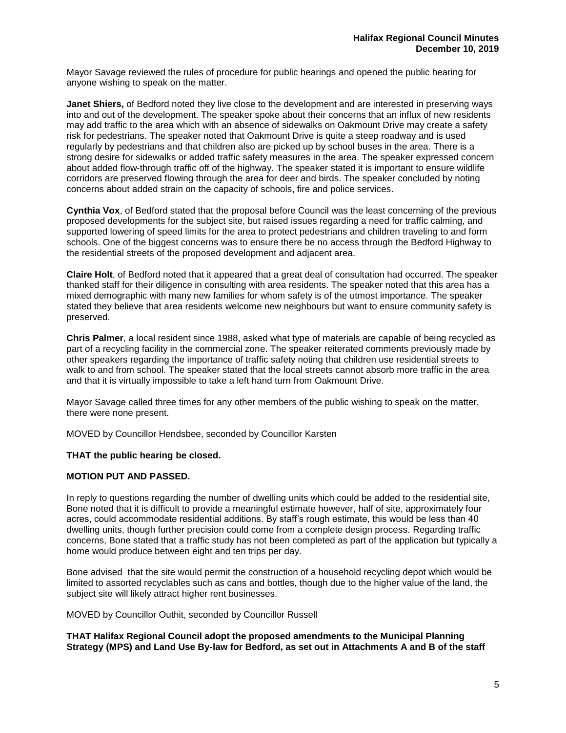Mayor Savage reviewed the rules of procedure for public hearings and opened the public hearing for anyone wishing to speak on the matter.

**Janet Shiers,** of Bedford noted they live close to the development and are interested in preserving ways into and out of the development. The speaker spoke about their concerns that an influx of new residents may add traffic to the area which with an absence of sidewalks on Oakmount Drive may create a safety risk for pedestrians. The speaker noted that Oakmount Drive is quite a steep roadway and is used regularly by pedestrians and that children also are picked up by school buses in the area. There is a strong desire for sidewalks or added traffic safety measures in the area. The speaker expressed concern about added flow-through traffic off of the highway. The speaker stated it is important to ensure wildlife corridors are preserved flowing through the area for deer and birds. The speaker concluded by noting concerns about added strain on the capacity of schools, fire and police services.

**Cynthia Vox**, of Bedford stated that the proposal before Council was the least concerning of the previous proposed developments for the subject site, but raised issues regarding a need for traffic calming, and supported lowering of speed limits for the area to protect pedestrians and children traveling to and form schools. One of the biggest concerns was to ensure there be no access through the Bedford Highway to the residential streets of the proposed development and adjacent area.

**Claire Holt**, of Bedford noted that it appeared that a great deal of consultation had occurred. The speaker thanked staff for their diligence in consulting with area residents. The speaker noted that this area has a mixed demographic with many new families for whom safety is of the utmost importance. The speaker stated they believe that area residents welcome new neighbours but want to ensure community safety is preserved.

**Chris Palmer**, a local resident since 1988, asked what type of materials are capable of being recycled as part of a recycling facility in the commercial zone. The speaker reiterated comments previously made by other speakers regarding the importance of traffic safety noting that children use residential streets to walk to and from school. The speaker stated that the local streets cannot absorb more traffic in the area and that it is virtually impossible to take a left hand turn from Oakmount Drive.

Mayor Savage called three times for any other members of the public wishing to speak on the matter, there were none present.

MOVED by Councillor Hendsbee, seconded by Councillor Karsten

**THAT the public hearing be closed.**

**MOTION PUT AND PASSED.**

In reply to questions regarding the number of dwelling units which could be added to the residential site, Bone noted that it is difficult to provide a meaningful estimate however, half of site, approximately four acres, could accommodate residential additions. By staff's rough estimate, this would be less than 40 dwelling units, though further precision could come from a complete design process. Regarding traffic concerns, Bone stated that a traffic study has not been completed as part of the application but typically a home would produce between eight and ten trips per day.

Bone advised that the site would permit the construction of a household recycling depot which would be limited to assorted recyclables such as cans and bottles, though due to the higher value of the land, the subject site will likely attract higher rent businesses.

MOVED by Councillor Outhit, seconded by Councillor Russell

**THAT Halifax Regional Council adopt the proposed amendments to the Municipal Planning Strategy (MPS) and Land Use By-law for Bedford, as set out in Attachments A and B of the staff**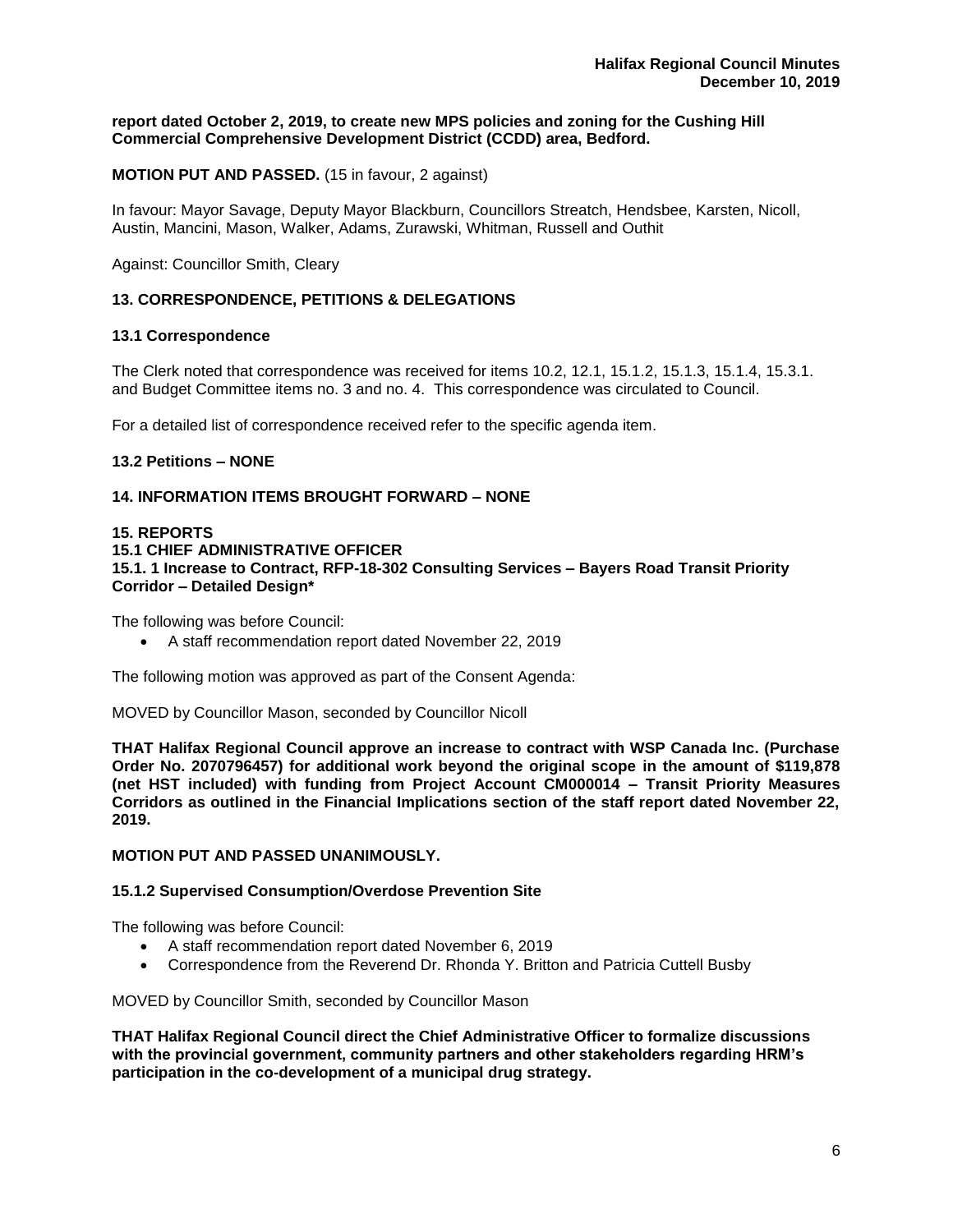**report dated October 2, 2019, to create new MPS policies and zoning for the Cushing Hill Commercial Comprehensive Development District (CCDD) area, Bedford.**

**MOTION PUT AND PASSED.** (15 in favour, 2 against)

In favour: Mayor Savage, Deputy Mayor Blackburn, Councillors Streatch, Hendsbee, Karsten, Nicoll, Austin, Mancini, Mason, Walker, Adams, Zurawski, Whitman, Russell and Outhit

Against: Councillor Smith, Cleary

## 13. CORRESPONDENCE, PETITIONS & DELEGATIONS

### 13.1 Correspondence

The Clerk noted that correspondence was received for items 10.2, 12.1, 15.1.2, 15.1.3, 15.1.4, 15.3.1. and Budget Committee items no. 3 and no. 4. This correspondence was circulated to Council.

For a detailed list of correspondence received refer to the specific agenda item.

### 13.2 Petitions – NONE

## 14. INFORMATION ITEMS BROUGHT FORWARD – NONE

## 15. REPORTS

### 15.1 CHIEF ADMINISTRATIVE OFFICER

### 15.1. 1 Increase to Contract, RFP-18-302 Consulting Services – Bayers Road Transit Priority Corridor – Detailed Design*

The following was before Council:

- A staff recommendation report dated November 22, 2019

The following motion was approved as part of the Consent Agenda:

MOVED by Councillor Mason, seconded by Councillor Nicoll

**THAT Halifax Regional Council approve an increase to contract with WSP Canada Inc. (Purchase Order No. 2070796457) for additional work beyond the original scope in the amount of $119,878 (net HST included) with funding from Project Account CM000014 – Transit Priority Measures Corridors as outlined in the Financial Implications section of the staff report dated November 22, 2019.**

**MOTION PUT AND PASSED UNANIMOUSLY.**

### 15.1.2 Supervised Consumption/Overdose Prevention Site

The following was before Council:

- A staff recommendation report dated November 6, 2019
- Correspondence from the Reverend Dr. Rhonda Y. Britton and Patricia Cuttell Busby

MOVED by Councillor Smith, seconded by Councillor Mason

**THAT Halifax Regional Council direct the Chief Administrative Officer to formalize discussions with the provincial government, community partners and other stakeholders regarding HRM's participation in the co-development of a municipal drug strategy.**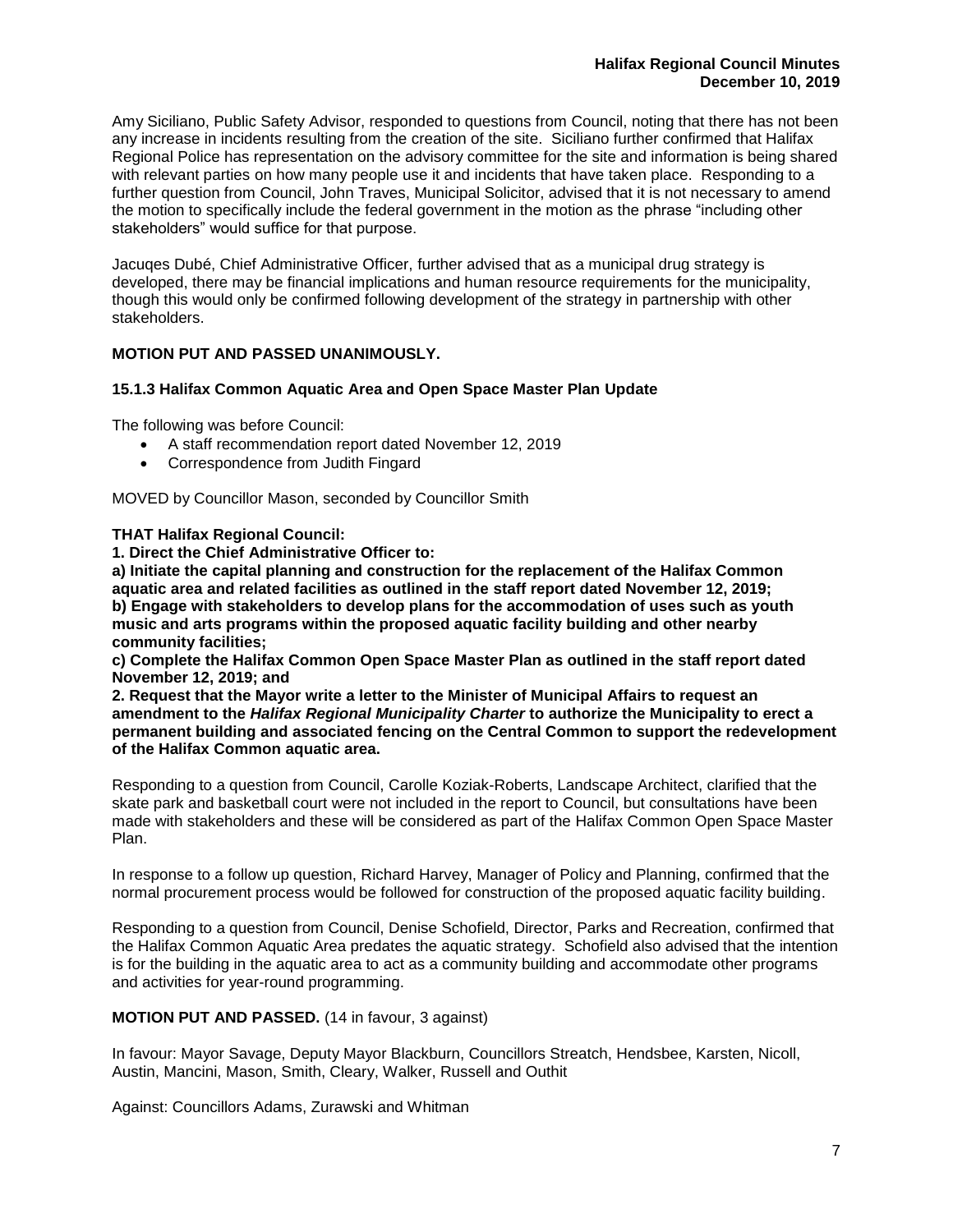Amy Siciliano, Public Safety Advisor, responded to questions from Council, noting that there has not been any increase in incidents resulting from the creation of the site. Siciliano further confirmed that Halifax Regional Police has representation on the advisory committee for the site and information is being shared with relevant parties on how many people use it and incidents that have taken place. Responding to a further question from Council, John Traves, Municipal Solicitor, advised that it is not necessary to amend the motion to specifically include the federal government in the motion as the phrase "including other stakeholders" would suffice for that purpose.

Jacuqes Dubé, Chief Administrative Officer, further advised that as a municipal drug strategy is developed, there may be financial implications and human resource requirements for the municipality, though this would only be confirmed following development of the strategy in partnership with other stakeholders.

**MOTION PUT AND PASSED UNANIMOUSLY.**

### 15.1.3 Halifax Common Aquatic Area and Open Space Master Plan Update

The following was before Council:

- A staff recommendation report dated November 12, 2019
- Correspondence from Judith Fingard

MOVED by Councillor Mason, seconded by Councillor Smith

**THAT Halifax Regional Council:**
**1. Direct the Chief Administrative Officer to:**
**a) Initiate the capital planning and construction for the replacement of the Halifax Common aquatic area and related facilities as outlined in the staff report dated November 12, 2019;**
**b) Engage with stakeholders to develop plans for the accommodation of uses such as youth music and arts programs within the proposed aquatic facility building and other nearby community facilities;**
**c) Complete the Halifax Common Open Space Master Plan as outlined in the staff report dated November 12, 2019; and**
**2. Request that the Mayor write a letter to the Minister of Municipal Affairs to request an amendment to the *Halifax Regional Municipality Charter* to authorize the Municipality to erect a permanent building and associated fencing on the Central Common to support the redevelopment of the Halifax Common aquatic area.**

Responding to a question from Council, Carolle Koziak-Roberts, Landscape Architect, clarified that the skate park and basketball court were not included in the report to Council, but consultations have been made with stakeholders and these will be considered as part of the Halifax Common Open Space Master Plan.

In response to a follow up question, Richard Harvey, Manager of Policy and Planning, confirmed that the normal procurement process would be followed for construction of the proposed aquatic facility building.

Responding to a question from Council, Denise Schofield, Director, Parks and Recreation, confirmed that the Halifax Common Aquatic Area predates the aquatic strategy. Schofield also advised that the intention is for the building in the aquatic area to act as a community building and accommodate other programs and activities for year-round programming.

**MOTION PUT AND PASSED.** (14 in favour, 3 against)

In favour: Mayor Savage, Deputy Mayor Blackburn, Councillors Streatch, Hendsbee, Karsten, Nicoll, Austin, Mancini, Mason, Smith, Cleary, Walker, Russell and Outhit

Against: Councillors Adams, Zurawski and Whitman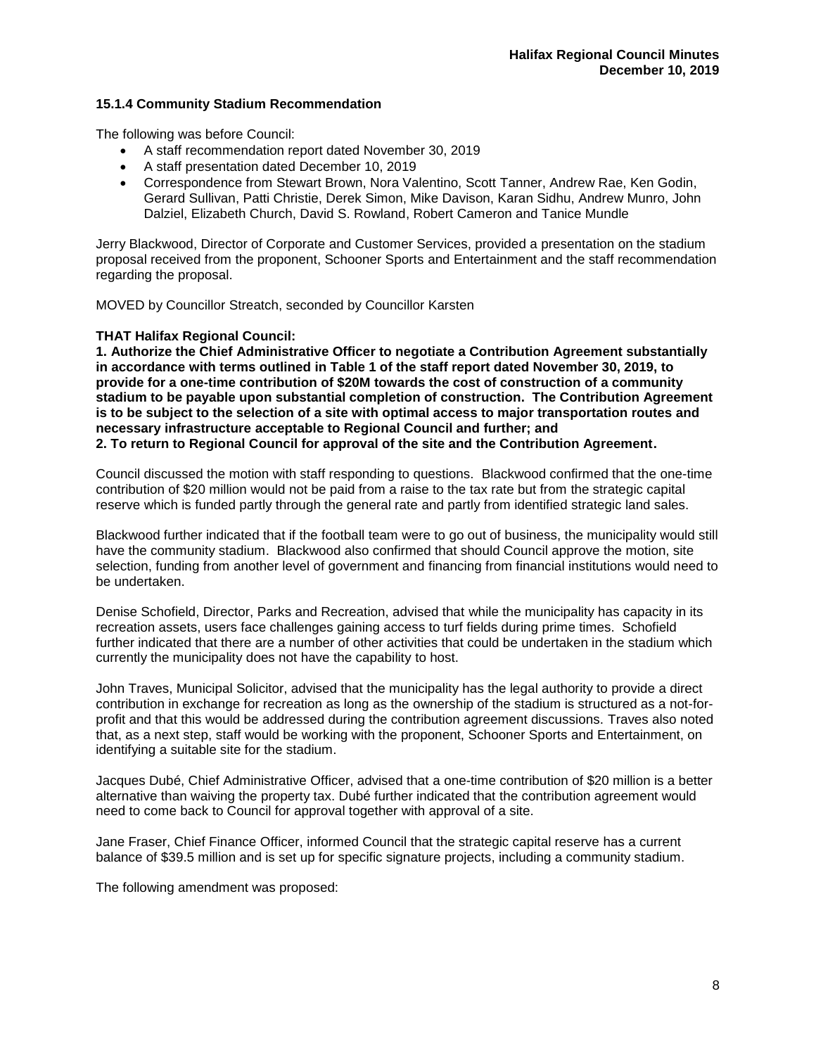### 15.1.4 Community Stadium Recommendation

The following was before Council:

- A staff recommendation report dated November 30, 2019
- A staff presentation dated December 10, 2019
- Correspondence from Stewart Brown, Nora Valentino, Scott Tanner, Andrew Rae, Ken Godin, Gerard Sullivan, Patti Christie, Derek Simon, Mike Davison, Karan Sidhu, Andrew Munro, John Dalziel, Elizabeth Church, David S. Rowland, Robert Cameron and Tanice Mundle

Jerry Blackwood, Director of Corporate and Customer Services, provided a presentation on the stadium proposal received from the proponent, Schooner Sports and Entertainment and the staff recommendation regarding the proposal.

MOVED by Councillor Streatch, seconded by Councillor Karsten

**THAT Halifax Regional Council:**
**1. Authorize the Chief Administrative Officer to negotiate a Contribution Agreement substantially in accordance with terms outlined in Table 1 of the staff report dated November 30, 2019, to provide for a one-time contribution of $20M towards the cost of construction of a community stadium to be payable upon substantial completion of construction. The Contribution Agreement is to be subject to the selection of a site with optimal access to major transportation routes and necessary infrastructure acceptable to Regional Council and further; and**
**2. To return to Regional Council for approval of the site and the Contribution Agreement.**

Council discussed the motion with staff responding to questions. Blackwood confirmed that the one-time contribution of $20 million would not be paid from a raise to the tax rate but from the strategic capital reserve which is funded partly through the general rate and partly from identified strategic land sales.

Blackwood further indicated that if the football team were to go out of business, the municipality would still have the community stadium. Blackwood also confirmed that should Council approve the motion, site selection, funding from another level of government and financing from financial institutions would need to be undertaken.

Denise Schofield, Director, Parks and Recreation, advised that while the municipality has capacity in its recreation assets, users face challenges gaining access to turf fields during prime times. Schofield further indicated that there are a number of other activities that could be undertaken in the stadium which currently the municipality does not have the capability to host.

John Traves, Municipal Solicitor, advised that the municipality has the legal authority to provide a direct contribution in exchange for recreation as long as the ownership of the stadium is structured as a not-for-profit and that this would be addressed during the contribution agreement discussions. Traves also noted that, as a next step, staff would be working with the proponent, Schooner Sports and Entertainment, on identifying a suitable site for the stadium.

Jacques Dubé, Chief Administrative Officer, advised that a one-time contribution of $20 million is a better alternative than waiving the property tax. Dubé further indicated that the contribution agreement would need to come back to Council for approval together with approval of a site.

Jane Fraser, Chief Finance Officer, informed Council that the strategic capital reserve has a current balance of $39.5 million and is set up for specific signature projects, including a community stadium.

The following amendment was proposed: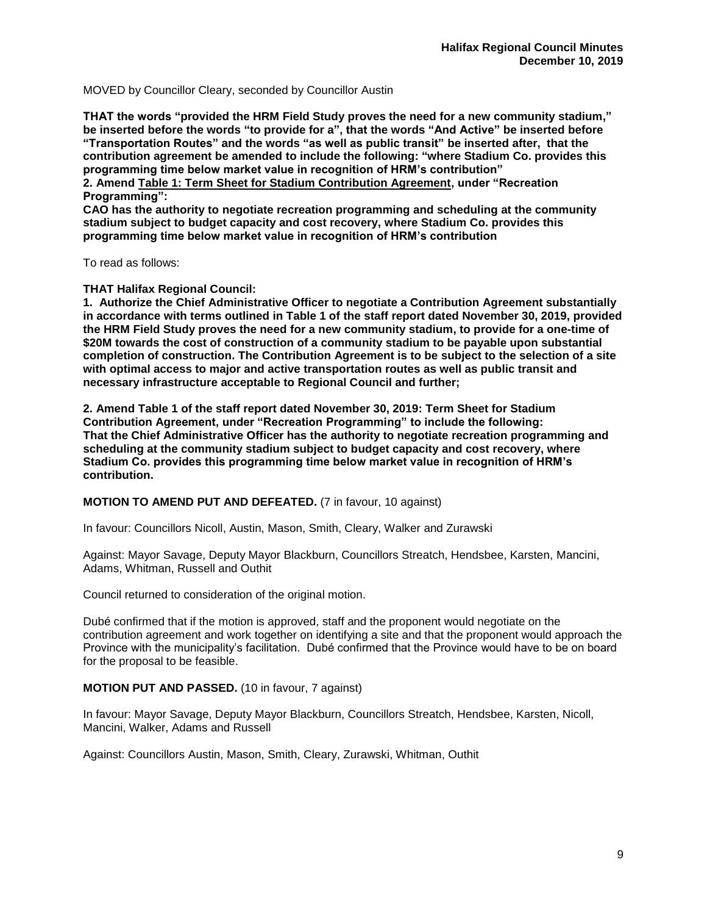MOVED by Councillor Cleary, seconded by Councillor Austin

**THAT the words "provided the HRM Field Study proves the need for a new community stadium," be inserted before the words "to provide for a", that the words "And Active" be inserted before "Transportation Routes" and the words "as well as public transit" be inserted after, that the contribution agreement be amended to include the following: "where Stadium Co. provides this programming time below market value in recognition of HRM's contribution"**
**2. Amend <u>Table 1: Term Sheet for Stadium Contribution Agreement</u>, under "Recreation Programming":**
**CAO has the authority to negotiate recreation programming and scheduling at the community stadium subject to budget capacity and cost recovery, where Stadium Co. provides this programming time below market value in recognition of HRM's contribution**

To read as follows:

**THAT Halifax Regional Council:**
**1. Authorize the Chief Administrative Officer to negotiate a Contribution Agreement substantially in accordance with terms outlined in Table 1 of the staff report dated November 30, 2019, provided the HRM Field Study proves the need for a new community stadium, to provide for a one-time of $20M towards the cost of construction of a community stadium to be payable upon substantial completion of construction. The Contribution Agreement is to be subject to the selection of a site with optimal access to major and active transportation routes as well as public transit and necessary infrastructure acceptable to Regional Council and further;**

**2. Amend Table 1 of the staff report dated November 30, 2019: Term Sheet for Stadium Contribution Agreement, under "Recreation Programming" to include the following: That the Chief Administrative Officer has the authority to negotiate recreation programming and scheduling at the community stadium subject to budget capacity and cost recovery, where Stadium Co. provides this programming time below market value in recognition of HRM's contribution.**

**MOTION TO AMEND PUT AND DEFEATED.** (7 in favour, 10 against)

In favour: Councillors Nicoll, Austin, Mason, Smith, Cleary, Walker and Zurawski

Against: Mayor Savage, Deputy Mayor Blackburn, Councillors Streatch, Hendsbee, Karsten, Mancini, Adams, Whitman, Russell and Outhit

Council returned to consideration of the original motion.

Dubé confirmed that if the motion is approved, staff and the proponent would negotiate on the contribution agreement and work together on identifying a site and that the proponent would approach the Province with the municipality's facilitation. Dubé confirmed that the Province would have to be on board for the proposal to be feasible.

**MOTION PUT AND PASSED.** (10 in favour, 7 against)

In favour: Mayor Savage, Deputy Mayor Blackburn, Councillors Streatch, Hendsbee, Karsten, Nicoll, Mancini, Walker, Adams and Russell

Against: Councillors Austin, Mason, Smith, Cleary, Zurawski, Whitman, Outhit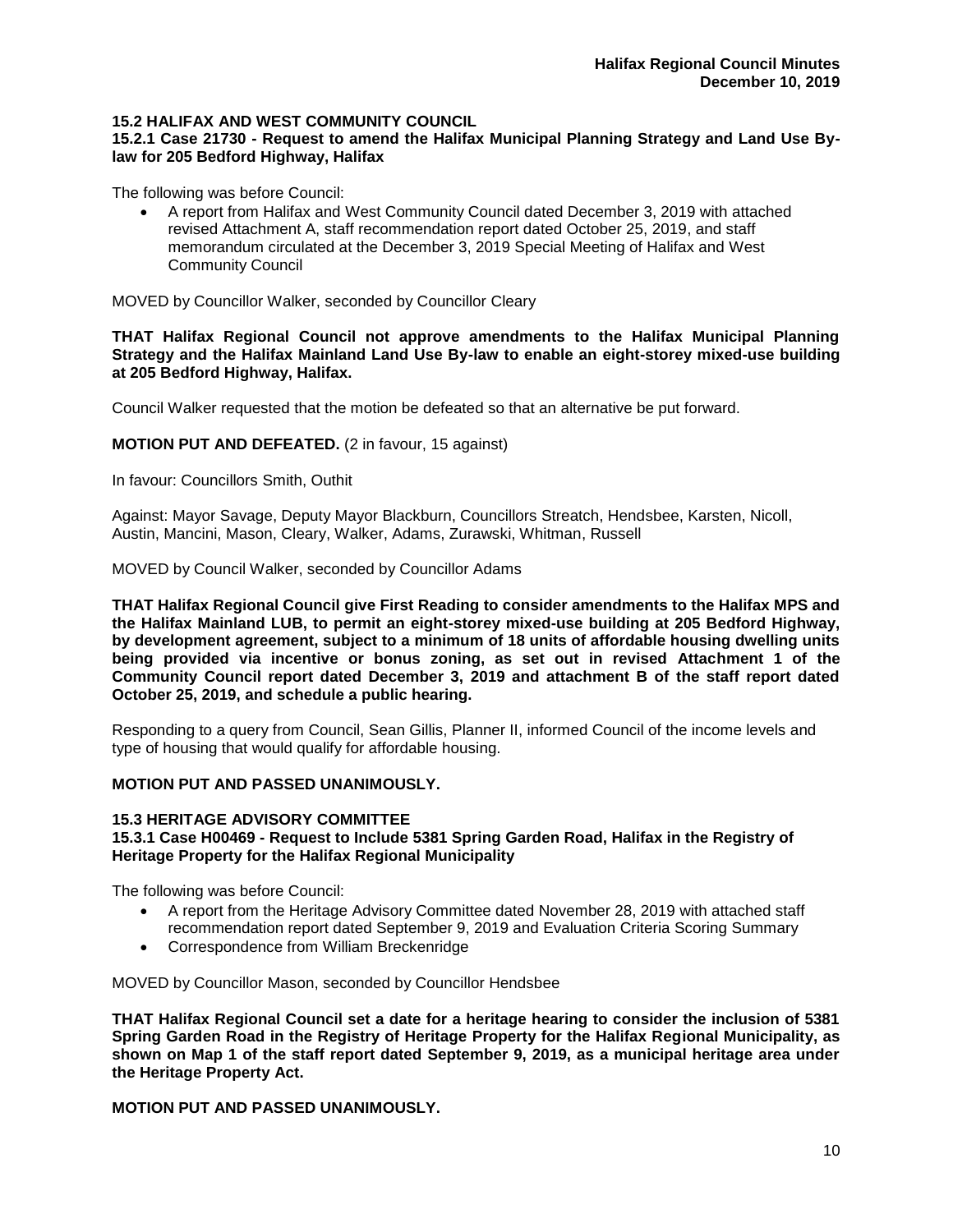## 15.2 HALIFAX AND WEST COMMUNITY COUNCIL

### 15.2.1 Case 21730 - Request to amend the Halifax Municipal Planning Strategy and Land Use By-law for 205 Bedford Highway, Halifax

The following was before Council:

- A report from Halifax and West Community Council dated December 3, 2019 with attached revised Attachment A, staff recommendation report dated October 25, 2019, and staff memorandum circulated at the December 3, 2019 Special Meeting of Halifax and West Community Council

MOVED by Councillor Walker, seconded by Councillor Cleary

**THAT Halifax Regional Council not approve amendments to the Halifax Municipal Planning Strategy and the Halifax Mainland Land Use By-law to enable an eight-storey mixed-use building at 205 Bedford Highway, Halifax.**

Council Walker requested that the motion be defeated so that an alternative be put forward.

**MOTION PUT AND DEFEATED.** (2 in favour, 15 against)

In favour: Councillors Smith, Outhit

Against: Mayor Savage, Deputy Mayor Blackburn, Councillors Streatch, Hendsbee, Karsten, Nicoll, Austin, Mancini, Mason, Cleary, Walker, Adams, Zurawski, Whitman, Russell

MOVED by Council Walker, seconded by Councillor Adams

**THAT Halifax Regional Council give First Reading to consider amendments to the Halifax MPS and the Halifax Mainland LUB, to permit an eight-storey mixed-use building at 205 Bedford Highway, by development agreement, subject to a minimum of 18 units of affordable housing dwelling units being provided via incentive or bonus zoning, as set out in revised Attachment 1 of the Community Council report dated December 3, 2019 and attachment B of the staff report dated October 25, 2019, and schedule a public hearing.**

Responding to a query from Council, Sean Gillis, Planner II, informed Council of the income levels and type of housing that would qualify for affordable housing.

**MOTION PUT AND PASSED UNANIMOUSLY.**

## 15.3 HERITAGE ADVISORY COMMITTEE

### 15.3.1 Case H00469 - Request to Include 5381 Spring Garden Road, Halifax in the Registry of Heritage Property for the Halifax Regional Municipality

The following was before Council:

- A report from the Heritage Advisory Committee dated November 28, 2019 with attached staff recommendation report dated September 9, 2019 and Evaluation Criteria Scoring Summary
- Correspondence from William Breckenridge

MOVED by Councillor Mason, seconded by Councillor Hendsbee

**THAT Halifax Regional Council set a date for a heritage hearing to consider the inclusion of 5381 Spring Garden Road in the Registry of Heritage Property for the Halifax Regional Municipality, as shown on Map 1 of the staff report dated September 9, 2019, as a municipal heritage area under the Heritage Property Act.**

**MOTION PUT AND PASSED UNANIMOUSLY.**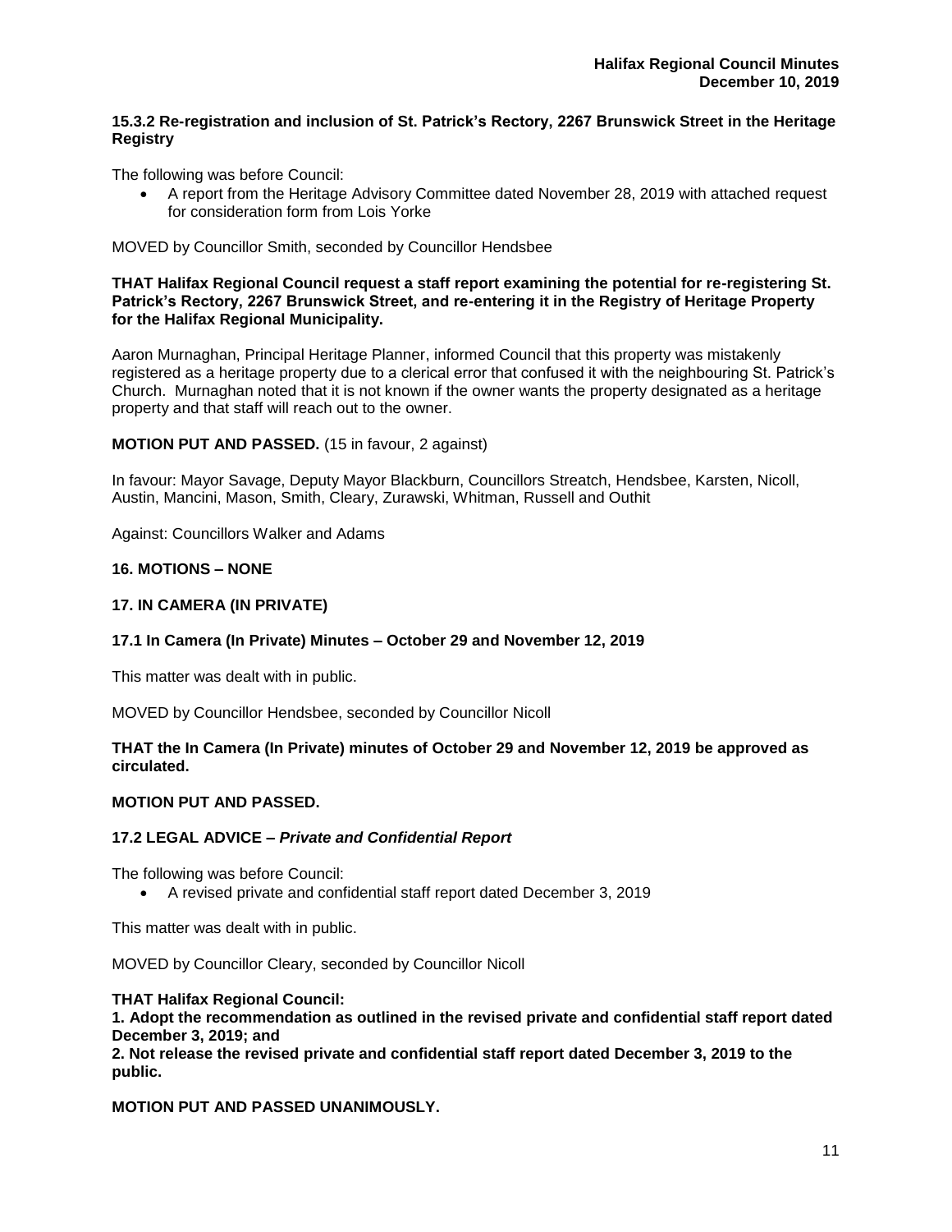### 15.3.2 Re-registration and inclusion of St. Patrick's Rectory, 2267 Brunswick Street in the Heritage Registry

The following was before Council:

- A report from the Heritage Advisory Committee dated November 28, 2019 with attached request for consideration form from Lois Yorke

MOVED by Councillor Smith, seconded by Councillor Hendsbee

**THAT Halifax Regional Council request a staff report examining the potential for re-registering St. Patrick's Rectory, 2267 Brunswick Street, and re-entering it in the Registry of Heritage Property for the Halifax Regional Municipality.**

Aaron Murnaghan, Principal Heritage Planner, informed Council that this property was mistakenly registered as a heritage property due to a clerical error that confused it with the neighbouring St. Patrick's Church. Murnaghan noted that it is not known if the owner wants the property designated as a heritage property and that staff will reach out to the owner.

**MOTION PUT AND PASSED.** (15 in favour, 2 against)

In favour: Mayor Savage, Deputy Mayor Blackburn, Councillors Streatch, Hendsbee, Karsten, Nicoll, Austin, Mancini, Mason, Smith, Cleary, Zurawski, Whitman, Russell and Outhit

Against: Councillors Walker and Adams

## 16. MOTIONS – NONE

## 17. IN CAMERA (IN PRIVATE)

### 17.1 In Camera (In Private) Minutes – October 29 and November 12, 2019

This matter was dealt with in public.

MOVED by Councillor Hendsbee, seconded by Councillor Nicoll

**THAT the In Camera (In Private) minutes of October 29 and November 12, 2019 be approved as circulated.**

**MOTION PUT AND PASSED.**

### 17.2 LEGAL ADVICE – *Private and Confidential Report*

The following was before Council:

- A revised private and confidential staff report dated December 3, 2019

This matter was dealt with in public.

MOVED by Councillor Cleary, seconded by Councillor Nicoll

**THAT Halifax Regional Council:**
**1. Adopt the recommendation as outlined in the revised private and confidential staff report dated December 3, 2019; and**
**2. Not release the revised private and confidential staff report dated December 3, 2019 to the public.**

**MOTION PUT AND PASSED UNANIMOUSLY.**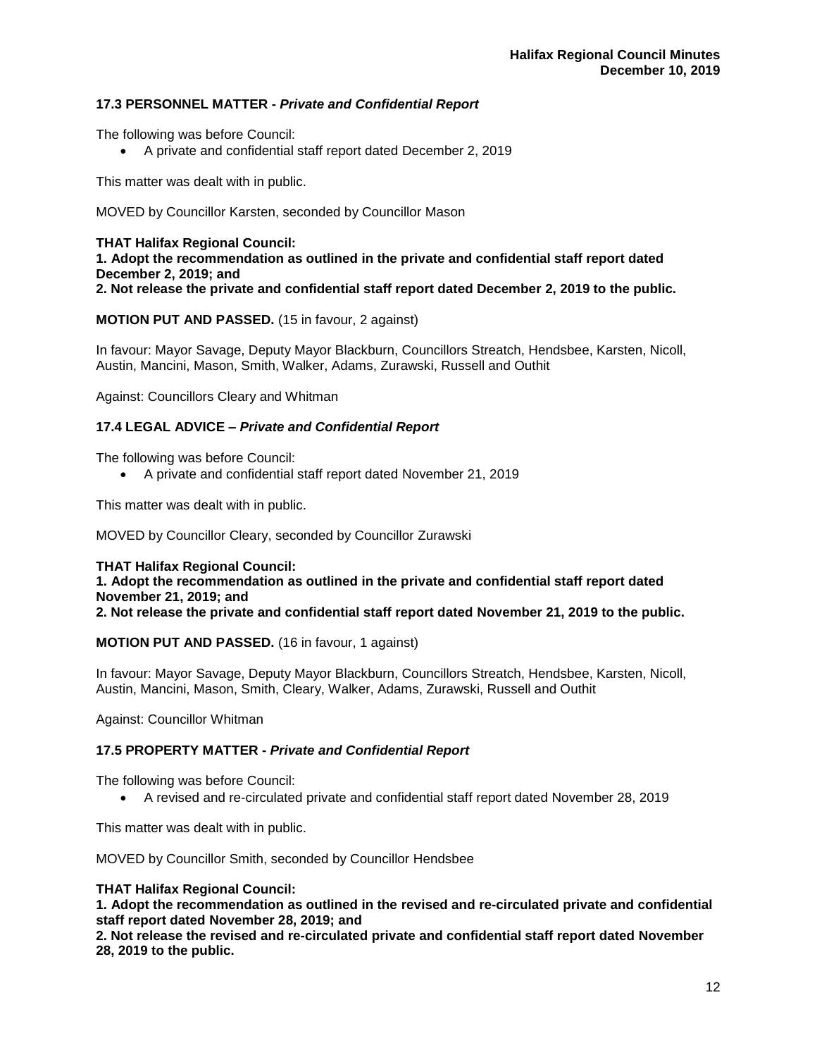### 17.3 PERSONNEL MATTER - *Private and Confidential Report*

The following was before Council:

- A private and confidential staff report dated December 2, 2019

This matter was dealt with in public.

MOVED by Councillor Karsten, seconded by Councillor Mason

**THAT Halifax Regional Council:**
**1. Adopt the recommendation as outlined in the private and confidential staff report dated December 2, 2019; and**
**2. Not release the private and confidential staff report dated December 2, 2019 to the public.**

**MOTION PUT AND PASSED.** (15 in favour, 2 against)

In favour: Mayor Savage, Deputy Mayor Blackburn, Councillors Streatch, Hendsbee, Karsten, Nicoll, Austin, Mancini, Mason, Smith, Walker, Adams, Zurawski, Russell and Outhit

Against: Councillors Cleary and Whitman

### 17.4 LEGAL ADVICE – *Private and Confidential Report*

The following was before Council:

- A private and confidential staff report dated November 21, 2019

This matter was dealt with in public.

MOVED by Councillor Cleary, seconded by Councillor Zurawski

**THAT Halifax Regional Council:**
**1. Adopt the recommendation as outlined in the private and confidential staff report dated November 21, 2019; and**
**2. Not release the private and confidential staff report dated November 21, 2019 to the public.**

**MOTION PUT AND PASSED.** (16 in favour, 1 against)

In favour: Mayor Savage, Deputy Mayor Blackburn, Councillors Streatch, Hendsbee, Karsten, Nicoll, Austin, Mancini, Mason, Smith, Cleary, Walker, Adams, Zurawski, Russell and Outhit

Against: Councillor Whitman

### 17.5 PROPERTY MATTER - *Private and Confidential Report*

The following was before Council:

- A revised and re-circulated private and confidential staff report dated November 28, 2019

This matter was dealt with in public.

MOVED by Councillor Smith, seconded by Councillor Hendsbee

**THAT Halifax Regional Council:**
**1. Adopt the recommendation as outlined in the revised and re-circulated private and confidential staff report dated November 28, 2019; and**
**2. Not release the revised and re-circulated private and confidential staff report dated November 28, 2019 to the public.**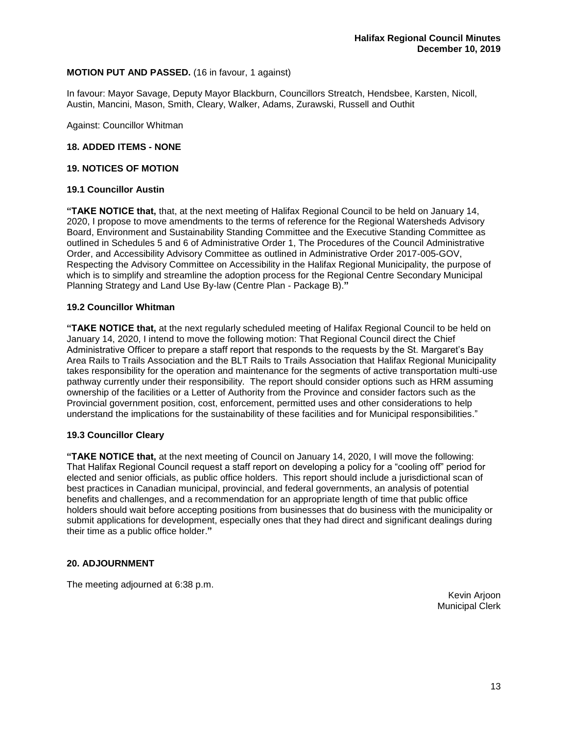**MOTION PUT AND PASSED.** (16 in favour, 1 against)

In favour: Mayor Savage, Deputy Mayor Blackburn, Councillors Streatch, Hendsbee, Karsten, Nicoll, Austin, Mancini, Mason, Smith, Cleary, Walker, Adams, Zurawski, Russell and Outhit

Against: Councillor Whitman

## 18. ADDED ITEMS - NONE

## 19. NOTICES OF MOTION

### 19.1 Councillor Austin

**"TAKE NOTICE that,** that, at the next meeting of Halifax Regional Council to be held on January 14, 2020, I propose to move amendments to the terms of reference for the Regional Watersheds Advisory Board, Environment and Sustainability Standing Committee and the Executive Standing Committee as outlined in Schedules 5 and 6 of Administrative Order 1, The Procedures of the Council Administrative Order, and Accessibility Advisory Committee as outlined in Administrative Order 2017-005-GOV, Respecting the Advisory Committee on Accessibility in the Halifax Regional Municipality, the purpose of which is to simplify and streamline the adoption process for the Regional Centre Secondary Municipal Planning Strategy and Land Use By-law (Centre Plan - Package B).**"**

### 19.2 Councillor Whitman

**"TAKE NOTICE that,** at the next regularly scheduled meeting of Halifax Regional Council to be held on January 14, 2020, I intend to move the following motion: That Regional Council direct the Chief Administrative Officer to prepare a staff report that responds to the requests by the St. Margaret's Bay Area Rails to Trails Association and the BLT Rails to Trails Association that Halifax Regional Municipality takes responsibility for the operation and maintenance for the segments of active transportation multi-use pathway currently under their responsibility. The report should consider options such as HRM assuming ownership of the facilities or a Letter of Authority from the Province and consider factors such as the Provincial government position, cost, enforcement, permitted uses and other considerations to help understand the implications for the sustainability of these facilities and for Municipal responsibilities."

### 19.3 Councillor Cleary

**"TAKE NOTICE that,** at the next meeting of Council on January 14, 2020, I will move the following: That Halifax Regional Council request a staff report on developing a policy for a "cooling off" period for elected and senior officials, as public office holders. This report should include a jurisdictional scan of best practices in Canadian municipal, provincial, and federal governments, an analysis of potential benefits and challenges, and a recommendation for an appropriate length of time that public office holders should wait before accepting positions from businesses that do business with the municipality or submit applications for development, especially ones that they had direct and significant dealings during their time as a public office holder.**"**

## 20. ADJOURNMENT

The meeting adjourned at 6:38 p.m.

Kevin Arjoon
Municipal Clerk